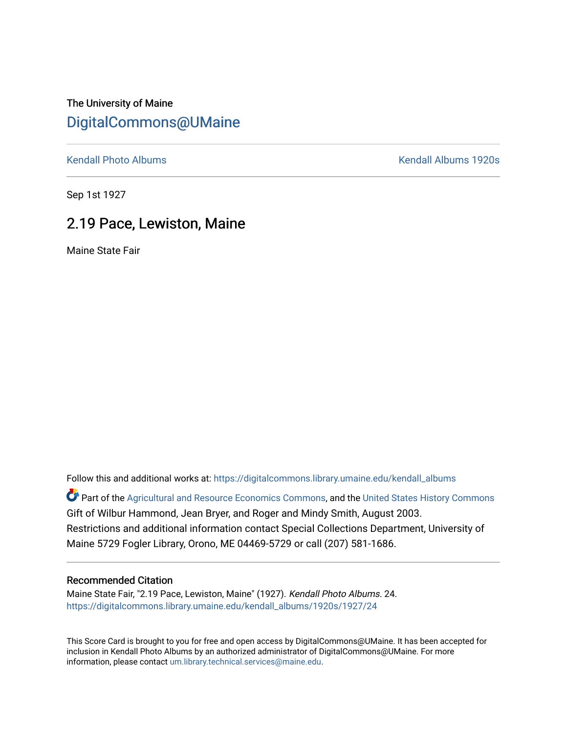The University of Maine

# DigitalCommons@UMaine

Kendall Photo Albums | Kendall Albums 1920s

Sep 1st 1927

## 2.19 Pace, Lewiston, Maine

Maine State Fair

Follow this and additional works at: https://digitalcommons.library.umaine.edu/kendall_albums

Part of the Agricultural and Resource Economics Commons, and the United States History Commons
Gift of Wilbur Hammond, Jean Bryer, and Roger and Mindy Smith, August 2003.
Restrictions and additional information contact Special Collections Department, University of Maine 5729 Fogler Library, Orono, ME 04469-5729 or call (207) 581-1686.

### Recommended Citation

Maine State Fair, "2.19 Pace, Lewiston, Maine" (1927). *Kendall Photo Albums*. 24.
https://digitalcommons.library.umaine.edu/kendall_albums/1920s/1927/24

This Score Card is brought to you for free and open access by DigitalCommons@UMaine. It has been accepted for inclusion in Kendall Photo Albums by an authorized administrator of DigitalCommons@UMaine. For more information, please contact um.library.technical.services@maine.edu.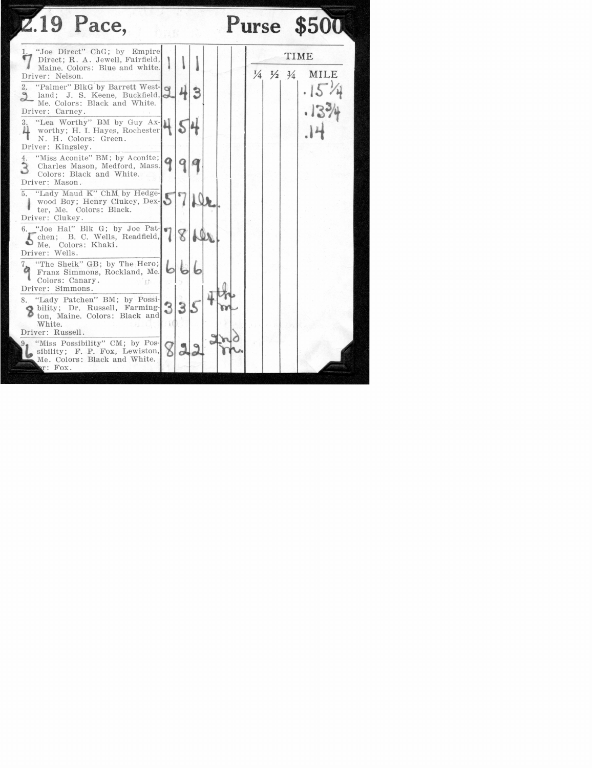# 2.19 Pace, Purse $500

| | | | | | | | TIME | | | |
|---|---|---|---|---|---|---|---|---|---|---|
| | | | | | | | ¼ | ½ | ¾ | MILE |
| 1. "Joe Direct" ChG; by Empire Direct; R. A. Jewell, Fairfield, Maine. Colors: Blue and white. Driver: Nelson. 7 | 1 | 1 | 1 | | | | | | | .15¼ |
| 2. "Palmer" BlkG by Barrett Westland; J. S. Keene, Buckfield, Me. Colors: Black and White. Driver: Carney. 2 | 2 | 4 | 3 | | | | | | | .13¾ |
| 3. "Lea Worthy" BM by Guy Axworthy; H. I. Hayes, Rochester N. H. Colors: Green. Driver: Kingsley. 4 | 4 | 5 | 4 | | | | | | | .14 |
| 4. "Miss Aconite" BM; by Aconite; Charles Mason, Medford, Mass. Colors: Black and White. Driver: Mason. 3 | 9 | 9 | 9 | | | | | | | |
| 5. "Lady Maud K" ChM by Hedgewood Boy; Henry Clukey, Dexter, Me. Colors: Black. Driver: Clukey. 1 | 5 | 7 | dr. | | | | | | | |
| 6. "Joe Hal" Blk G; by Joe Patchen; B. C. Wells, Readfield, Me. Colors: Khaki. Driver: Wells. 5 | 7 | 8 | dr. | | | | | | | |
| 7. "The Sheik" GB; by The Hero; Franz Simmons, Rockland, Me. Colors: Canary. Driver: Simmons. 9 | 6 | 6 | 6 | | | | | | | |
| 8. "Lady Patchen" BM; by Possibility; Dr. Russell, Farmington, Maine. Colors: Black and White. Driver: Russell. 8 | 3 | 3 | 5 | 4th m | | | | | | |
| 9. "Miss Possibility" CM; by Possibility; F. P. Fox, Lewiston, Me. Colors: Black and White. Driver: Fox. 6 | 8 | 2 | 2 | 2nd m. | | | | | | |